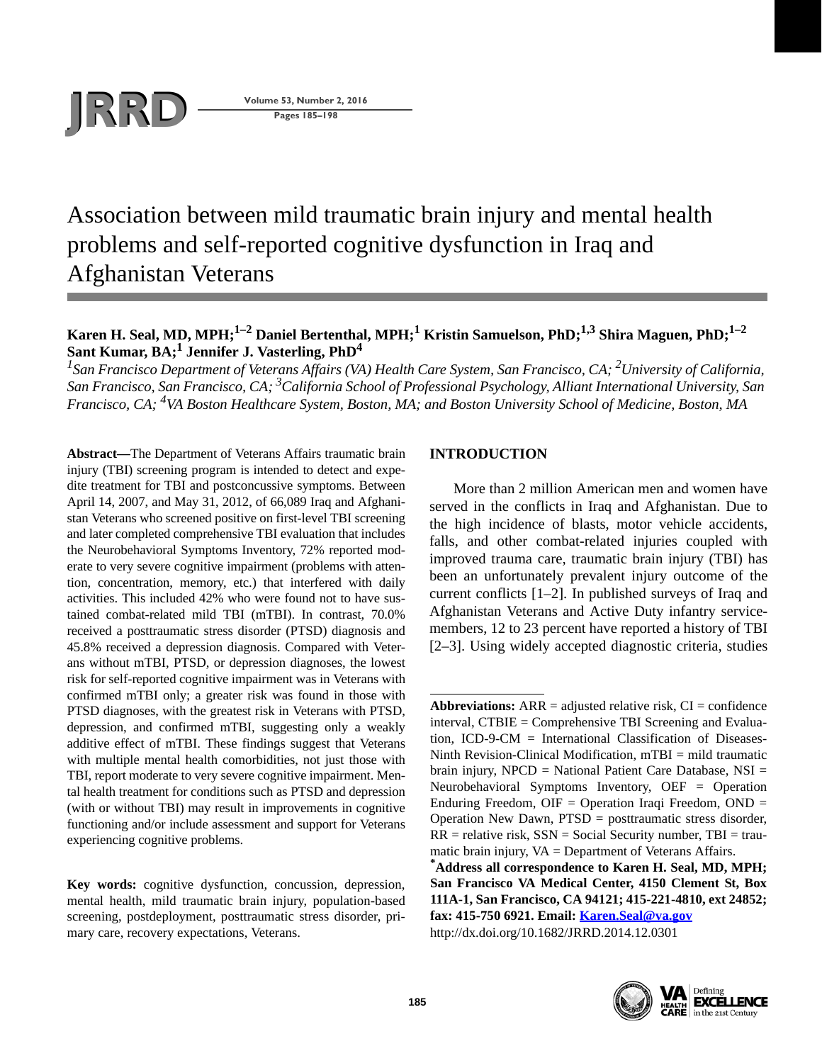# Association between mild traumatic brain injury and mental health problems and self-reported cognitive dysfunction in Iraq and Afghanistan Veterans

**Karen H. Seal, MD, MPH;[1–2] Daniel Bertenthal, MPH;[1] Kristin Samuelson, PhD;[1,3] Shira Maguen, PhD;[1–2] Sant Kumar, BA;[1] Jennifer J. Vasterling, PhD[4]**

*[1]San Francisco Department of Veterans Affairs (VA) Health Care System, San Francisco, CA; [2]University of California, San Francisco, San Francisco, CA; [3]California School of Professional Psychology, Alliant International University, San Francisco, CA; [4]VA Boston Healthcare System, Boston, MA; and Boston University School of Medicine, Boston, MA*

**Abstract—**The Department of Veterans Affairs traumatic brain injury (TBI) screening program is intended to detect and expedite treatment for TBI and postconcussive symptoms. Between April 14, 2007, and May 31, 2012, of 66,089 Iraq and Afghanistan Veterans who screened positive on first-level TBI screening and later completed comprehensive TBI evaluation that includes the Neurobehavioral Symptoms Inventory, 72% reported moderate to very severe cognitive impairment (problems with attention, concentration, memory, etc.) that interfered with daily activities. This included 42% who were found not to have sustained combat-related mild TBI (mTBI). In contrast, 70.0% received a posttraumatic stress disorder (PTSD) diagnosis and 45.8% received a depression diagnosis. Compared with Veterans without mTBI, PTSD, or depression diagnoses, the lowest risk for self-reported cognitive impairment was in Veterans with confirmed mTBI only; a greater risk was found in those with PTSD diagnoses, with the greatest risk in Veterans with PTSD, depression, and confirmed mTBI, suggesting only a weakly additive effect of mTBI. These findings suggest that Veterans with multiple mental health comorbidities, not just those with TBI, report moderate to very severe cognitive impairment. Mental health treatment for conditions such as PTSD and depression (with or without TBI) may result in improvements in cognitive functioning and/or include assessment and support for Veterans experiencing cognitive problems.

**Key words:** cognitive dysfunction, concussion, depression, mental health, mild traumatic brain injury, population-based screening, postdeployment, posttraumatic stress disorder, primary care, recovery expectations, Veterans.

## INTRODUCTION

More than 2 million American men and women have served in the conflicts in Iraq and Afghanistan. Due to the high incidence of blasts, motor vehicle accidents, falls, and other combat-related injuries coupled with improved trauma care, traumatic brain injury (TBI) has been an unfortunately prevalent injury outcome of the current conflicts [1–2]. In published surveys of Iraq and Afghanistan Veterans and Active Duty infantry servicemembers, 12 to 23 percent have reported a history of TBI [2–3]. Using widely accepted diagnostic criteria, studies

---

**Abbreviations:** ARR = adjusted relative risk, CI = confidence interval, CTBIE = Comprehensive TBI Screening and Evaluation, ICD-9-CM = International Classification of Diseases-Ninth Revision-Clinical Modification, mTBI = mild traumatic brain injury, NPCD = National Patient Care Database, NSI = Neurobehavioral Symptoms Inventory, OEF = Operation Enduring Freedom, OIF = Operation Iraqi Freedom, OND = Operation New Dawn, PTSD = posttraumatic stress disorder, RR = relative risk, SSN = Social Security number, TBI = traumatic brain injury, VA = Department of Veterans Affairs.

***Address all correspondence to Karen H. Seal, MD, MPH; San Francisco VA Medical Center, 4150 Clement St, Box 111A-1, San Francisco, CA 94121; 415-221-4810, ext 24852; fax: 415-750 6921. Email: Karen.Seal@va.gov**

http://dx.doi.org/10.1682/JRRD.2014.12.0301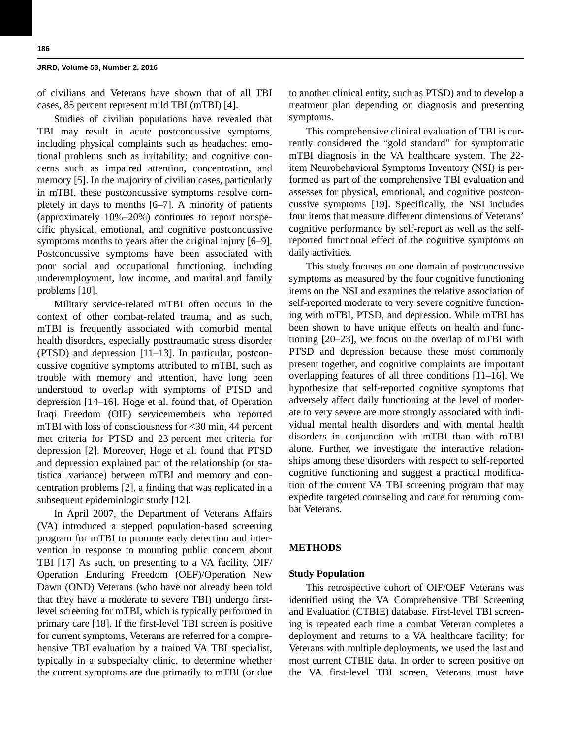of civilians and Veterans have shown that of all TBI cases, 85 percent represent mild TBI (mTBI) [4].

Studies of civilian populations have revealed that TBI may result in acute postconcussive symptoms, including physical complaints such as headaches; emotional problems such as irritability; and cognitive concerns such as impaired attention, concentration, and memory [5]. In the majority of civilian cases, particularly in mTBI, these postconcussive symptoms resolve completely in days to months [6–7]. A minority of patients (approximately 10%–20%) continues to report nonspecific physical, emotional, and cognitive postconcussive symptoms months to years after the original injury [6–9]. Postconcussive symptoms have been associated with poor social and occupational functioning, including underemployment, low income, and marital and family problems [10].

Military service-related mTBI often occurs in the context of other combat-related trauma, and as such, mTBI is frequently associated with comorbid mental health disorders, especially posttraumatic stress disorder (PTSD) and depression [11–13]. In particular, postconcussive cognitive symptoms attributed to mTBI, such as trouble with memory and attention, have long been understood to overlap with symptoms of PTSD and depression [14–16]. Hoge et al. found that, of Operation Iraqi Freedom (OIF) servicemembers who reported mTBI with loss of consciousness for <30 min, 44 percent met criteria for PTSD and 23 percent met criteria for depression [2]. Moreover, Hoge et al. found that PTSD and depression explained part of the relationship (or statistical variance) between mTBI and memory and concentration problems [2], a finding that was replicated in a subsequent epidemiologic study [12].

In April 2007, the Department of Veterans Affairs (VA) introduced a stepped population-based screening program for mTBI to promote early detection and intervention in response to mounting public concern about TBI [17] As such, on presenting to a VA facility, OIF/Operation Enduring Freedom (OEF)/Operation New Dawn (OND) Veterans (who have not already been told that they have a moderate to severe TBI) undergo first-level screening for mTBI, which is typically performed in primary care [18]. If the first-level TBI screen is positive for current symptoms, Veterans are referred for a comprehensive TBI evaluation by a trained VA TBI specialist, typically in a subspecialty clinic, to determine whether the current symptoms are due primarily to mTBI (or due to another clinical entity, such as PTSD) and to develop a treatment plan depending on diagnosis and presenting symptoms.

This comprehensive clinical evaluation of TBI is currently considered the "gold standard" for symptomatic mTBI diagnosis in the VA healthcare system. The 22-item Neurobehavioral Symptoms Inventory (NSI) is performed as part of the comprehensive TBI evaluation and assesses for physical, emotional, and cognitive postconcussive symptoms [19]. Specifically, the NSI includes four items that measure different dimensions of Veterans' cognitive performance by self-report as well as the self-reported functional effect of the cognitive symptoms on daily activities.

This study focuses on one domain of postconcussive symptoms as measured by the four cognitive functioning items on the NSI and examines the relative association of self-reported moderate to very severe cognitive functioning with mTBI, PTSD, and depression. While mTBI has been shown to have unique effects on health and functioning [20–23], we focus on the overlap of mTBI with PTSD and depression because these most commonly present together, and cognitive complaints are important overlapping features of all three conditions [11–16]. We hypothesize that self-reported cognitive symptoms that adversely affect daily functioning at the level of moderate to very severe are more strongly associated with individual mental health disorders and with mental health disorders in conjunction with mTBI than with mTBI alone. Further, we investigate the interactive relationships among these disorders with respect to self-reported cognitive functioning and suggest a practical modification of the current VA TBI screening program that may expedite targeted counseling and care for returning combat Veterans.

## METHODS

### Study Population

This retrospective cohort of OIF/OEF Veterans was identified using the VA Comprehensive TBI Screening and Evaluation (CTBIE) database. First-level TBI screening is repeated each time a combat Veteran completes a deployment and returns to a VA healthcare facility; for Veterans with multiple deployments, we used the last and most current CTBIE data. In order to screen positive on the VA first-level TBI screen, Veterans must have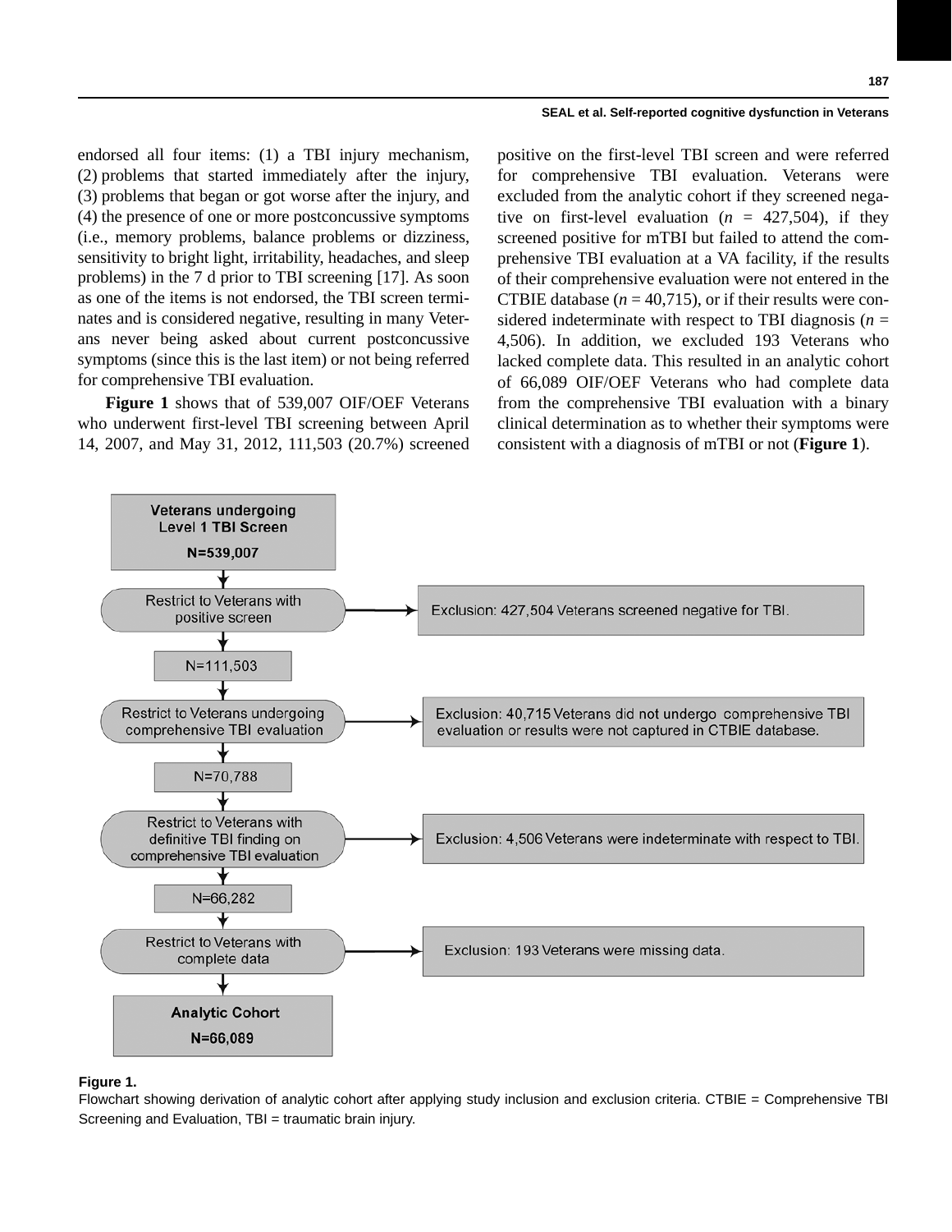endorsed all four items: (1) a TBI injury mechanism, (2) problems that started immediately after the injury, (3) problems that began or got worse after the injury, and (4) the presence of one or more postconcussive symptoms (i.e., memory problems, balance problems or dizziness, sensitivity to bright light, irritability, headaches, and sleep problems) in the 7 d prior to TBI screening [17]. As soon as one of the items is not endorsed, the TBI screen terminates and is considered negative, resulting in many Veterans never being asked about current postconcussive symptoms (since this is the last item) or not being referred for comprehensive TBI evaluation.

**Figure 1** shows that of 539,007 OIF/OEF Veterans who underwent first-level TBI screening between April 14, 2007, and May 31, 2012, 111,503 (20.7%) screened positive on the first-level TBI screen and were referred for comprehensive TBI evaluation. Veterans were excluded from the analytic cohort if they screened negative on first-level evaluation ($n$ = 427,504), if they screened positive for mTBI but failed to attend the comprehensive TBI evaluation at a VA facility, if the results of their comprehensive evaluation were not entered in the CTBIE database ($n$ = 40,715), or if their results were considered indeterminate with respect to TBI diagnosis ($n$ = 4,506). In addition, we excluded 193 Veterans who lacked complete data. This resulted in an analytic cohort of 66,089 OIF/OEF Veterans who had complete data from the comprehensive TBI evaluation with a binary clinical determination as to whether their symptoms were consistent with a diagnosis of mTBI or not (**Figure 1**).

**Veterans undergoing Level 1 TBI Screen**
**N=539,007**

↓

Restrict to Veterans with positive screen → Exclusion: 427,504 Veterans screened negative for TBI.

↓

N=111,503

↓

Restrict to Veterans undergoing comprehensive TBI evaluation → Exclusion: 40,715 Veterans did not undergo comprehensive TBI evaluation or results were not captured in CTBIE database.

↓

N=70,788

↓

Restrict to Veterans with definitive TBI finding on comprehensive TBI evaluation → Exclusion: 4,506 Veterans were indeterminate with respect to TBI.

↓

N=66,282

↓

Restrict to Veterans with complete data → Exclusion: 193 Veterans were missing data.

↓

**Analytic Cohort**
**N=66,089**

**Figure 1.**
Flowchart showing derivation of analytic cohort after applying study inclusion and exclusion criteria. CTBIE = Comprehensive TBI Screening and Evaluation, TBI = traumatic brain injury.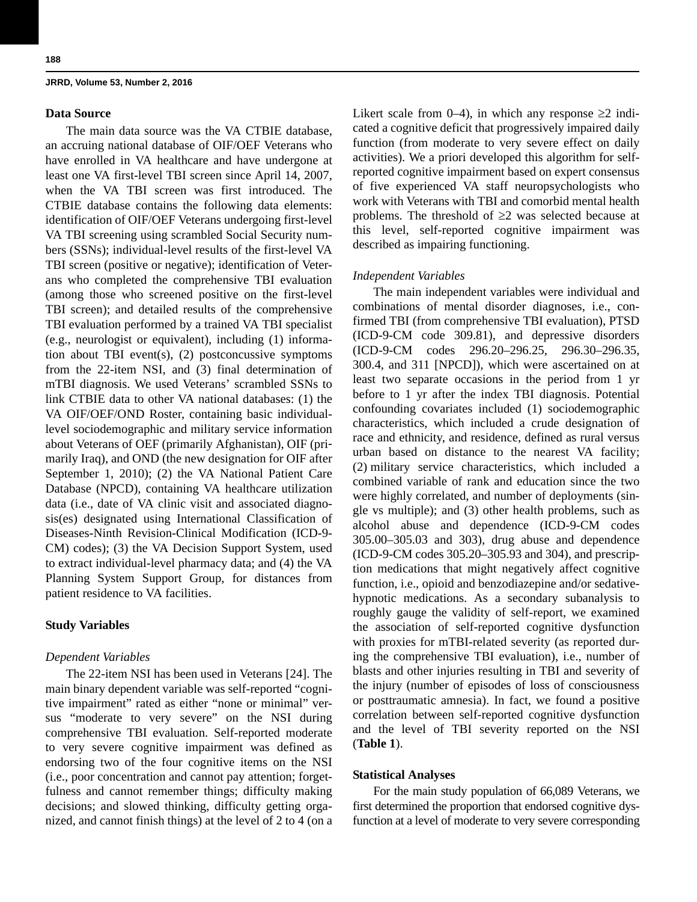### Data Source

The main data source was the VA CTBIE database, an accruing national database of OIF/OEF Veterans who have enrolled in VA healthcare and have undergone at least one VA first-level TBI screen since April 14, 2007, when the VA TBI screen was first introduced. The CTBIE database contains the following data elements: identification of OIF/OEF Veterans undergoing first-level VA TBI screening using scrambled Social Security numbers (SSNs); individual-level results of the first-level VA TBI screen (positive or negative); identification of Veterans who completed the comprehensive TBI evaluation (among those who screened positive on the first-level TBI screen); and detailed results of the comprehensive TBI evaluation performed by a trained VA TBI specialist (e.g., neurologist or equivalent), including (1) information about TBI event(s), (2) postconcussive symptoms from the 22-item NSI, and (3) final determination of mTBI diagnosis. We used Veterans' scrambled SSNs to link CTBIE data to other VA national databases: (1) the VA OIF/OEF/OND Roster, containing basic individual-level sociodemographic and military service information about Veterans of OEF (primarily Afghanistan), OIF (primarily Iraq), and OND (the new designation for OIF after September 1, 2010); (2) the VA National Patient Care Database (NPCD), containing VA healthcare utilization data (i.e., date of VA clinic visit and associated diagnosis(es) designated using International Classification of Diseases-Ninth Revision-Clinical Modification (ICD-9-CM) codes); (3) the VA Decision Support System, used to extract individual-level pharmacy data; and (4) the VA Planning System Support Group, for distances from patient residence to VA facilities.

### Study Variables

*Dependent Variables*

The 22-item NSI has been used in Veterans [24]. The main binary dependent variable was self-reported "cognitive impairment" rated as either "none or minimal" versus "moderate to very severe" on the NSI during comprehensive TBI evaluation. Self-reported moderate to very severe cognitive impairment was defined as endorsing two of the four cognitive items on the NSI (i.e., poor concentration and cannot pay attention; forgetfulness and cannot remember things; difficulty making decisions; and slowed thinking, difficulty getting organized, and cannot finish things) at the level of 2 to 4 (on a Likert scale from 0–4), in which any response ≥2 indicated a cognitive deficit that progressively impaired daily function (from moderate to very severe effect on daily activities). We a priori developed this algorithm for self-reported cognitive impairment based on expert consensus of five experienced VA staff neuropsychologists who work with Veterans with TBI and comorbid mental health problems. The threshold of ≥2 was selected because at this level, self-reported cognitive impairment was described as impairing functioning.

*Independent Variables*

The main independent variables were individual and combinations of mental disorder diagnoses, i.e., confirmed TBI (from comprehensive TBI evaluation), PTSD (ICD-9-CM code 309.81), and depressive disorders (ICD-9-CM codes 296.20–296.25, 296.30–296.35, 300.4, and 311 [NPCD]), which were ascertained on at least two separate occasions in the period from 1 yr before to 1 yr after the index TBI diagnosis. Potential confounding covariates included (1) sociodemographic characteristics, which included a crude designation of race and ethnicity, and residence, defined as rural versus urban based on distance to the nearest VA facility; (2) military service characteristics, which included a combined variable of rank and education since the two were highly correlated, and number of deployments (single vs multiple); and (3) other health problems, such as alcohol abuse and dependence (ICD-9-CM codes 305.00–305.03 and 303), drug abuse and dependence (ICD-9-CM codes 305.20–305.93 and 304), and prescription medications that might negatively affect cognitive function, i.e., opioid and benzodiazepine and/or sedative-hypnotic medications. As a secondary subanalysis to roughly gauge the validity of self-report, we examined the association of self-reported cognitive dysfunction with proxies for mTBI-related severity (as reported during the comprehensive TBI evaluation), i.e., number of blasts and other injuries resulting in TBI and severity of the injury (number of episodes of loss of consciousness or posttraumatic amnesia). In fact, we found a positive correlation between self-reported cognitive dysfunction and the level of TBI severity reported on the NSI (**Table 1**).

### Statistical Analyses

For the main study population of 66,089 Veterans, we first determined the proportion that endorsed cognitive dysfunction at a level of moderate to very severe corresponding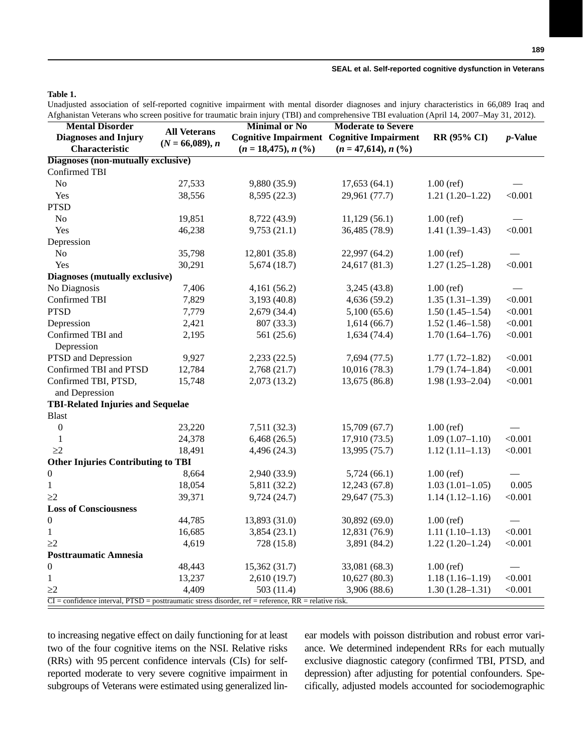**Table 1.**

Unadjusted association of self-reported cognitive impairment with mental disorder diagnoses and injury characteristics in 66,089 Iraq and Afghanistan Veterans who screen positive for traumatic brain injury (TBI) and comprehensive TBI evaluation (April 14, 2007–May 31, 2012).

| Mental Disorder Diagnoses and Injury Characteristic | All Veterans ($N$ = 66,089), $n$ | Minimal or No Cognitive Impairment ($n$ = 18,475), $n$ (%) | Moderate to Severe Cognitive Impairment ($n$ = 47,614), $n$ (%) | RR (95% CI) | $p$-Value |
|---|---|---|---|---|---|
| **Diagnoses (non-mutually exclusive)** | | | | | |
| Confirmed TBI | | | | | |
| No | 27,533 | 9,880 (35.9) | 17,653 (64.1) | 1.00 (ref) | — |
| Yes | 38,556 | 8,595 (22.3) | 29,961 (77.7) | 1.21 (1.20–1.22) | <0.001 |
| PTSD | | | | | |
| No | 19,851 | 8,722 (43.9) | 11,129 (56.1) | 1.00 (ref) | — |
| Yes | 46,238 | 9,753 (21.1) | 36,485 (78.9) | 1.41 (1.39–1.43) | <0.001 |
| Depression | | | | | |
| No | 35,798 | 12,801 (35.8) | 22,997 (64.2) | 1.00 (ref) | — |
| Yes | 30,291 | 5,674 (18.7) | 24,617 (81.3) | 1.27 (1.25–1.28) | <0.001 |
| **Diagnoses (mutually exclusive)** | | | | | |
| No Diagnosis | 7,406 | 4,161 (56.2) | 3,245 (43.8) | 1.00 (ref) | — |
| Confirmed TBI | 7,829 | 3,193 (40.8) | 4,636 (59.2) | 1.35 (1.31–1.39) | <0.001 |
| PTSD | 7,779 | 2,679 (34.4) | 5,100 (65.6) | 1.50 (1.45–1.54) | <0.001 |
| Depression | 2,421 | 807 (33.3) | 1,614 (66.7) | 1.52 (1.46–1.58) | <0.001 |
| Confirmed TBI and Depression | 2,195 | 561 (25.6) | 1,634 (74.4) | 1.70 (1.64–1.76) | <0.001 |
| PTSD and Depression | 9,927 | 2,233 (22.5) | 7,694 (77.5) | 1.77 (1.72–1.82) | <0.001 |
| Confirmed TBI and PTSD | 12,784 | 2,768 (21.7) | 10,016 (78.3) | 1.79 (1.74–1.84) | <0.001 |
| Confirmed TBI, PTSD, and Depression | 15,748 | 2,073 (13.2) | 13,675 (86.8) | 1.98 (1.93–2.04) | <0.001 |
| **TBI-Related Injuries and Sequelae** | | | | | |
| Blast | | | | | |
| 0 | 23,220 | 7,511 (32.3) | 15,709 (67.7) | 1.00 (ref) | — |
| 1 | 24,378 | 6,468 (26.5) | 17,910 (73.5) | 1.09 (1.07–1.10) | <0.001 |
| ≥2 | 18,491 | 4,496 (24.3) | 13,995 (75.7) | 1.12 (1.11–1.13) | <0.001 |
| **Other Injuries Contributing to TBI** | | | | | |
| 0 | 8,664 | 2,940 (33.9) | 5,724 (66.1) | 1.00 (ref) | — |
| 1 | 18,054 | 5,811 (32.2) | 12,243 (67.8) | 1.03 (1.01–1.05) | 0.005 |
| ≥2 | 39,371 | 9,724 (24.7) | 29,647 (75.3) | 1.14 (1.12–1.16) | <0.001 |
| **Loss of Consciousness** | | | | | |
| 0 | 44,785 | 13,893 (31.0) | 30,892 (69.0) | 1.00 (ref) | — |
| 1 | 16,685 | 3,854 (23.1) | 12,831 (76.9) | 1.11 (1.10–1.13) | <0.001 |
| ≥2 | 4,619 | 728 (15.8) | 3,891 (84.2) | 1.22 (1.20–1.24) | <0.001 |
| **Posttraumatic Amnesia** | | | | | |
| 0 | 48,443 | 15,362 (31.7) | 33,081 (68.3) | 1.00 (ref) | — |
| 1 | 13,237 | 2,610 (19.7) | 10,627 (80.3) | 1.18 (1.16–1.19) | <0.001 |
| ≥2 | 4,409 | 503 (11.4) | 3,906 (88.6) | 1.30 (1.28–1.31) | <0.001 |

CI = confidence interval, PTSD = posttraumatic stress disorder, ref = reference, RR = relative risk.

to increasing negative effect on daily functioning for at least two of the four cognitive items on the NSI. Relative risks (RRs) with 95 percent confidence intervals (CIs) for self-reported moderate to very severe cognitive impairment in subgroups of Veterans were estimated using generalized linear models with poisson distribution and robust error variance. We determined independent RRs for each mutually exclusive diagnostic category (confirmed TBI, PTSD, and depression) after adjusting for potential confounders. Specifically, adjusted models accounted for sociodemographic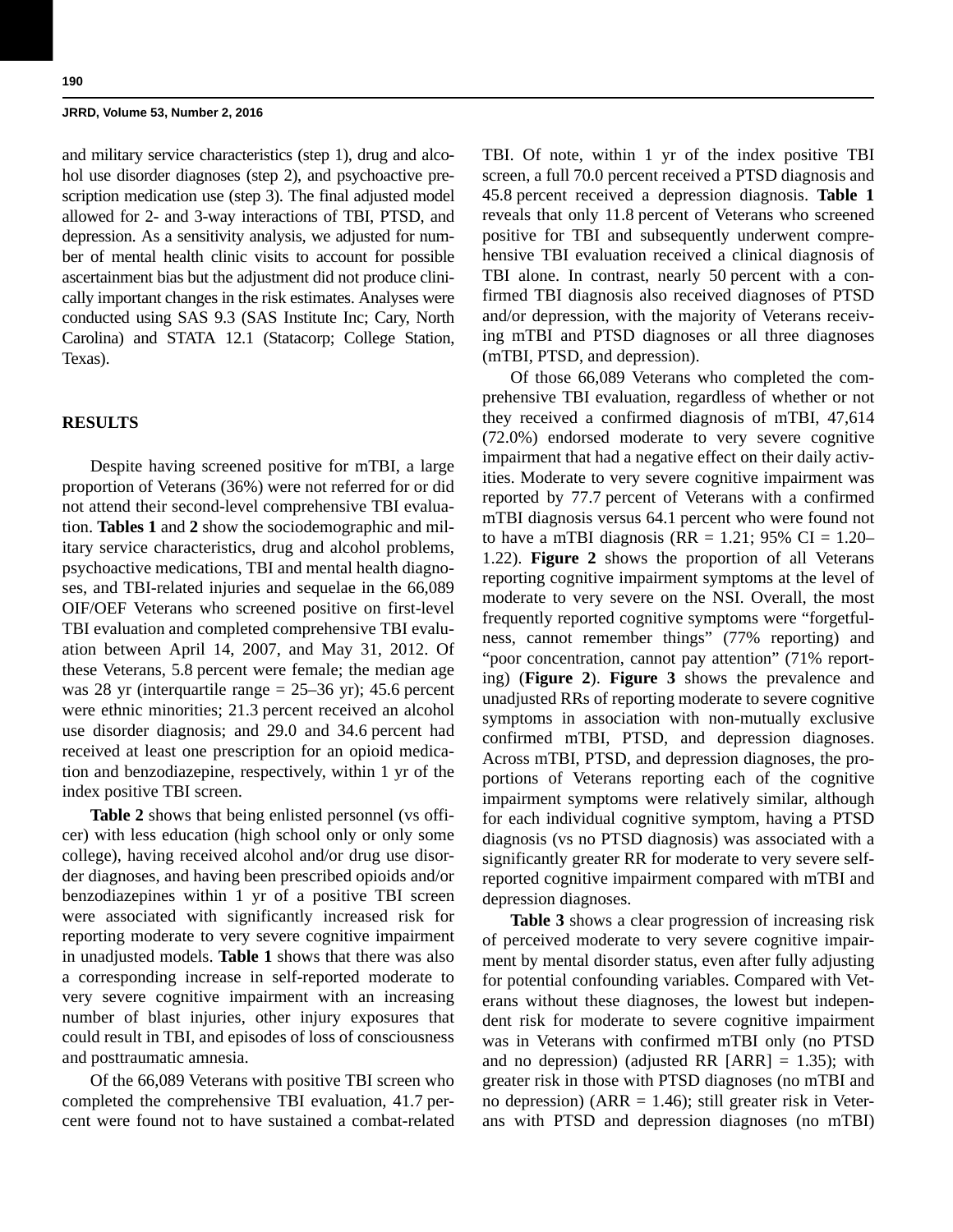and military service characteristics (step 1), drug and alcohol use disorder diagnoses (step 2), and psychoactive prescription medication use (step 3). The final adjusted model allowed for 2- and 3-way interactions of TBI, PTSD, and depression. As a sensitivity analysis, we adjusted for number of mental health clinic visits to account for possible ascertainment bias but the adjustment did not produce clinically important changes in the risk estimates. Analyses were conducted using SAS 9.3 (SAS Institute Inc; Cary, North Carolina) and STATA 12.1 (Statacorp; College Station, Texas).

## RESULTS

Despite having screened positive for mTBI, a large proportion of Veterans (36%) were not referred for or did not attend their second-level comprehensive TBI evaluation. **Tables 1** and **2** show the sociodemographic and military service characteristics, drug and alcohol problems, psychoactive medications, TBI and mental health diagnoses, and TBI-related injuries and sequelae in the 66,089 OIF/OEF Veterans who screened positive on first-level TBI evaluation and completed comprehensive TBI evaluation between April 14, 2007, and May 31, 2012. Of these Veterans, 5.8 percent were female; the median age was 28 yr (interquartile range = 25–36 yr); 45.6 percent were ethnic minorities; 21.3 percent received an alcohol use disorder diagnosis; and 29.0 and 34.6 percent had received at least one prescription for an opioid medication and benzodiazepine, respectively, within 1 yr of the index positive TBI screen.

**Table 2** shows that being enlisted personnel (vs officer) with less education (high school only or only some college), having received alcohol and/or drug use disorder diagnoses, and having been prescribed opioids and/or benzodiazepines within 1 yr of a positive TBI screen were associated with significantly increased risk for reporting moderate to very severe cognitive impairment in unadjusted models. **Table 1** shows that there was also a corresponding increase in self-reported moderate to very severe cognitive impairment with an increasing number of blast injuries, other injury exposures that could result in TBI, and episodes of loss of consciousness and posttraumatic amnesia.

Of the 66,089 Veterans with positive TBI screen who completed the comprehensive TBI evaluation, 41.7 percent were found not to have sustained a combat-related TBI. Of note, within 1 yr of the index positive TBI screen, a full 70.0 percent received a PTSD diagnosis and 45.8 percent received a depression diagnosis. **Table 1** reveals that only 11.8 percent of Veterans who screened positive for TBI and subsequently underwent comprehensive TBI evaluation received a clinical diagnosis of TBI alone. In contrast, nearly 50 percent with a confirmed TBI diagnosis also received diagnoses of PTSD and/or depression, with the majority of Veterans receiving mTBI and PTSD diagnoses or all three diagnoses (mTBI, PTSD, and depression).

Of those 66,089 Veterans who completed the comprehensive TBI evaluation, regardless of whether or not they received a confirmed diagnosis of mTBI, 47,614 (72.0%) endorsed moderate to very severe cognitive impairment that had a negative effect on their daily activities. Moderate to very severe cognitive impairment was reported by 77.7 percent of Veterans with a confirmed mTBI diagnosis versus 64.1 percent who were found not to have a mTBI diagnosis (RR = 1.21; 95% CI = 1.20–1.22). **Figure 2** shows the proportion of all Veterans reporting cognitive impairment symptoms at the level of moderate to very severe on the NSI. Overall, the most frequently reported cognitive symptoms were "forgetfulness, cannot remember things" (77% reporting) and "poor concentration, cannot pay attention" (71% reporting) (**Figure 2**). **Figure 3** shows the prevalence and unadjusted RRs of reporting moderate to severe cognitive symptoms in association with non-mutually exclusive confirmed mTBI, PTSD, and depression diagnoses. Across mTBI, PTSD, and depression diagnoses, the proportions of Veterans reporting each of the cognitive impairment symptoms were relatively similar, although for each individual cognitive symptom, having a PTSD diagnosis (vs no PTSD diagnosis) was associated with a significantly greater RR for moderate to very severe self-reported cognitive impairment compared with mTBI and depression diagnoses.

**Table 3** shows a clear progression of increasing risk of perceived moderate to very severe cognitive impairment by mental disorder status, even after fully adjusting for potential confounding variables. Compared with Veterans without these diagnoses, the lowest but independent risk for moderate to severe cognitive impairment was in Veterans with confirmed mTBI only (no PTSD and no depression) (adjusted RR [ARR] = 1.35); with greater risk in those with PTSD diagnoses (no mTBI and no depression) (ARR = 1.46); still greater risk in Veterans with PTSD and depression diagnoses (no mTBI)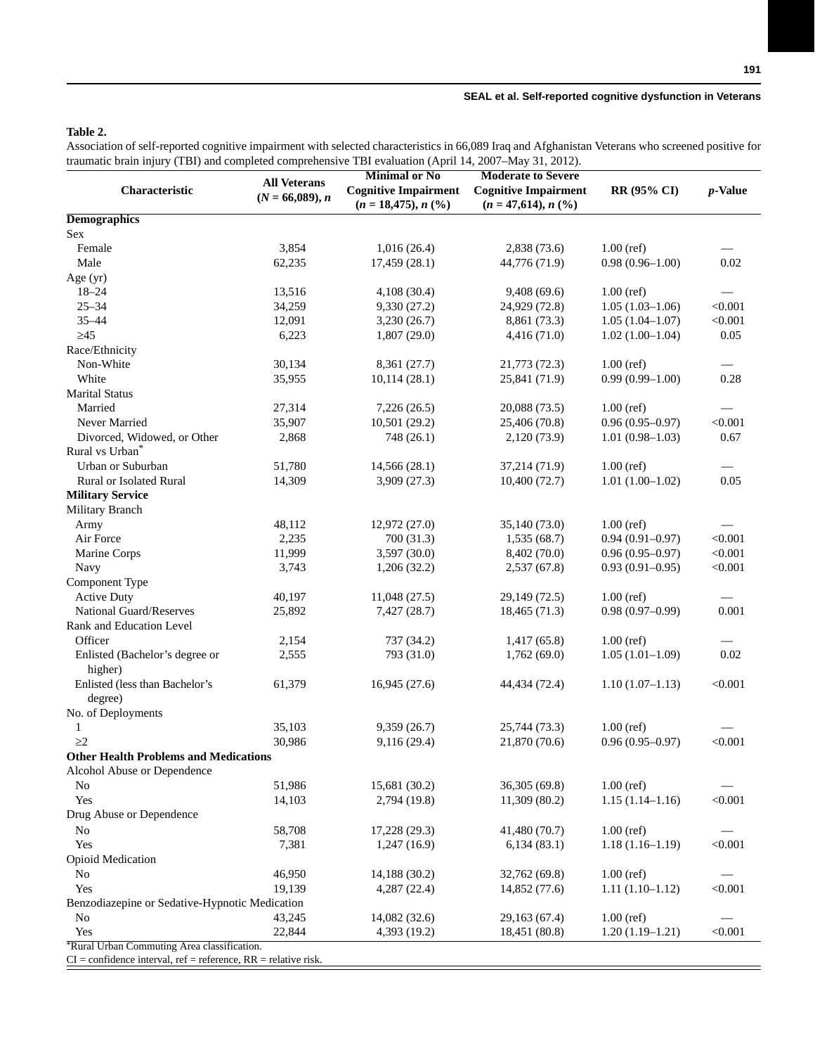**Table 2.**

Association of self-reported cognitive impairment with selected characteristics in 66,089 Iraq and Afghanistan Veterans who screened positive for traumatic brain injury (TBI) and completed comprehensive TBI evaluation (April 14, 2007–May 31, 2012).

| Characteristic | All Veterans ($N$ = 66,089), $n$ | Minimal or No Cognitive Impairment ($n$ = 18,475), $n$ (%) | Moderate to Severe Cognitive Impairment ($n$ = 47,614), $n$ (%) | RR (95% CI) | $p$-Value |
|---|---|---|---|---|---|
| **Demographics** | | | | | |
| Sex | | | | | |
| Female | 3,854 | 1,016 (26.4) | 2,838 (73.6) | 1.00 (ref) | — |
| Male | 62,235 | 17,459 (28.1) | 44,776 (71.9) | 0.98 (0.96–1.00) | 0.02 |
| Age (yr) | | | | | |
| 18–24 | 13,516 | 4,108 (30.4) | 9,408 (69.6) | 1.00 (ref) | — |
| 25–34 | 34,259 | 9,330 (27.2) | 24,929 (72.8) | 1.05 (1.03–1.06) | <0.001 |
| 35–44 | 12,091 | 3,230 (26.7) | 8,861 (73.3) | 1.05 (1.04–1.07) | <0.001 |
| ≥45 | 6,223 | 1,807 (29.0) | 4,416 (71.0) | 1.02 (1.00–1.04) | 0.05 |
| Race/Ethnicity | | | | | |
| Non-White | 30,134 | 8,361 (27.7) | 21,773 (72.3) | 1.00 (ref) | — |
| White | 35,955 | 10,114 (28.1) | 25,841 (71.9) | 0.99 (0.99–1.00) | 0.28 |
| Marital Status | | | | | |
| Married | 27,314 | 7,226 (26.5) | 20,088 (73.5) | 1.00 (ref) | — |
| Never Married | 35,907 | 10,501 (29.2) | 25,406 (70.8) | 0.96 (0.95–0.97) | <0.001 |
| Divorced, Widowed, or Other | 2,868 | 748 (26.1) | 2,120 (73.9) | 1.01 (0.98–1.03) | 0.67 |
| Rural vs Urban* | | | | | |
| Urban or Suburban | 51,780 | 14,566 (28.1) | 37,214 (71.9) | 1.00 (ref) | — |
| Rural or Isolated Rural | 14,309 | 3,909 (27.3) | 10,400 (72.7) | 1.01 (1.00–1.02) | 0.05 |
| **Military Service** | | | | | |
| Military Branch | | | | | |
| Army | 48,112 | 12,972 (27.0) | 35,140 (73.0) | 1.00 (ref) | — |
| Air Force | 2,235 | 700 (31.3) | 1,535 (68.7) | 0.94 (0.91–0.97) | <0.001 |
| Marine Corps | 11,999 | 3,597 (30.0) | 8,402 (70.0) | 0.96 (0.95–0.97) | <0.001 |
| Navy | 3,743 | 1,206 (32.2) | 2,537 (67.8) | 0.93 (0.91–0.95) | <0.001 |
| Component Type | | | | | |
| Active Duty | 40,197 | 11,048 (27.5) | 29,149 (72.5) | 1.00 (ref) | — |
| National Guard/Reserves | 25,892 | 7,427 (28.7) | 18,465 (71.3) | 0.98 (0.97–0.99) | 0.001 |
| Rank and Education Level | | | | | |
| Officer | 2,154 | 737 (34.2) | 1,417 (65.8) | 1.00 (ref) | — |
| Enlisted (Bachelor's degree or higher) | 2,555 | 793 (31.0) | 1,762 (69.0) | 1.05 (1.01–1.09) | 0.02 |
| Enlisted (less than Bachelor's degree) | 61,379 | 16,945 (27.6) | 44,434 (72.4) | 1.10 (1.07–1.13) | <0.001 |
| No. of Deployments | | | | | |
| 1 | 35,103 | 9,359 (26.7) | 25,744 (73.3) | 1.00 (ref) | — |
| ≥2 | 30,986 | 9,116 (29.4) | 21,870 (70.6) | 0.96 (0.95–0.97) | <0.001 |
| **Other Health Problems and Medications** | | | | | |
| Alcohol Abuse or Dependence | | | | | |
| No | 51,986 | 15,681 (30.2) | 36,305 (69.8) | 1.00 (ref) | — |
| Yes | 14,103 | 2,794 (19.8) | 11,309 (80.2) | 1.15 (1.14–1.16) | <0.001 |
| Drug Abuse or Dependence | | | | | |
| No | 58,708 | 17,228 (29.3) | 41,480 (70.7) | 1.00 (ref) | — |
| Yes | 7,381 | 1,247 (16.9) | 6,134 (83.1) | 1.18 (1.16–1.19) | <0.001 |
| Opioid Medication | | | | | |
| No | 46,950 | 14,188 (30.2) | 32,762 (69.8) | 1.00 (ref) | — |
| Yes | 19,139 | 4,287 (22.4) | 14,852 (77.6) | 1.11 (1.10–1.12) | <0.001 |
| Benzodiazepine or Sedative-Hypnotic Medication | | | | | |
| No | 43,245 | 14,082 (32.6) | 29,163 (67.4) | 1.00 (ref) | — |
| Yes | 22,844 | 4,393 (19.2) | 18,451 (80.8) | 1.20 (1.19–1.21) | <0.001 |

*Rural Urban Commuting Area classification.

CI = confidence interval, ref = reference, RR = relative risk.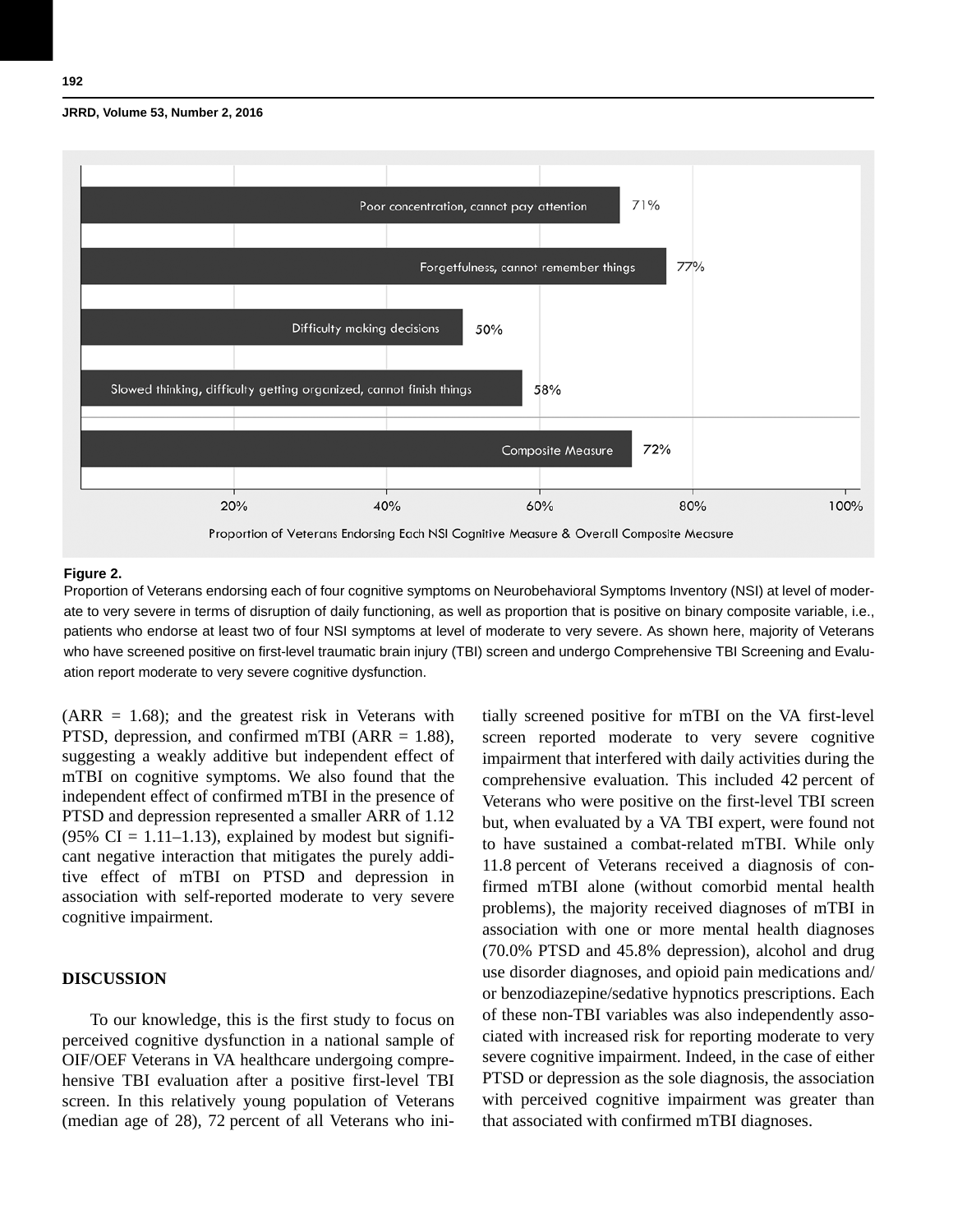Poor concentration, cannot pay attention 71%

Forgetfulness, cannot remember things 77%

Difficulty making decisions 50%

Slowed thinking, difficulty getting organized, cannot finish things 58%

Composite Measure 72%

20% 40% 60% 80% 100%

Proportion of Veterans Endorsing Each NSI Cognitive Measure & Overall Composite Measure

**Figure 2.**
Proportion of Veterans endorsing each of four cognitive symptoms on Neurobehavioral Symptoms Inventory (NSI) at level of moderate to very severe in terms of disruption of daily functioning, as well as proportion that is positive on binary composite variable, i.e., patients who endorse at least two of four NSI symptoms at level of moderate to very severe. As shown here, majority of Veterans who have screened positive on first-level traumatic brain injury (TBI) screen and undergo Comprehensive TBI Screening and Evaluation report moderate to very severe cognitive dysfunction.

(ARR = 1.68); and the greatest risk in Veterans with PTSD, depression, and confirmed mTBI (ARR = 1.88), suggesting a weakly additive but independent effect of mTBI on cognitive symptoms. We also found that the independent effect of confirmed mTBI in the presence of PTSD and depression represented a smaller ARR of 1.12 (95% CI = 1.11–1.13), explained by modest but significant negative interaction that mitigates the purely additive effect of mTBI on PTSD and depression in association with self-reported moderate to very severe cognitive impairment.

## DISCUSSION

To our knowledge, this is the first study to focus on perceived cognitive dysfunction in a national sample of OIF/OEF Veterans in VA healthcare undergoing comprehensive TBI evaluation after a positive first-level TBI screen. In this relatively young population of Veterans (median age of 28), 72 percent of all Veterans who initially screened positive for mTBI on the VA first-level screen reported moderate to very severe cognitive impairment that interfered with daily activities during the comprehensive evaluation. This included 42 percent of Veterans who were positive on the first-level TBI screen but, when evaluated by a VA TBI expert, were found not to have sustained a combat-related mTBI. While only 11.8 percent of Veterans received a diagnosis of confirmed mTBI alone (without comorbid mental health problems), the majority received diagnoses of mTBI in association with one or more mental health diagnoses (70.0% PTSD and 45.8% depression), alcohol and drug use disorder diagnoses, and opioid pain medications and/or benzodiazepine/sedative hypnotics prescriptions. Each of these non-TBI variables was also independently associated with increased risk for reporting moderate to very severe cognitive impairment. Indeed, in the case of either PTSD or depression as the sole diagnosis, the association with perceived cognitive impairment was greater than that associated with confirmed mTBI diagnoses.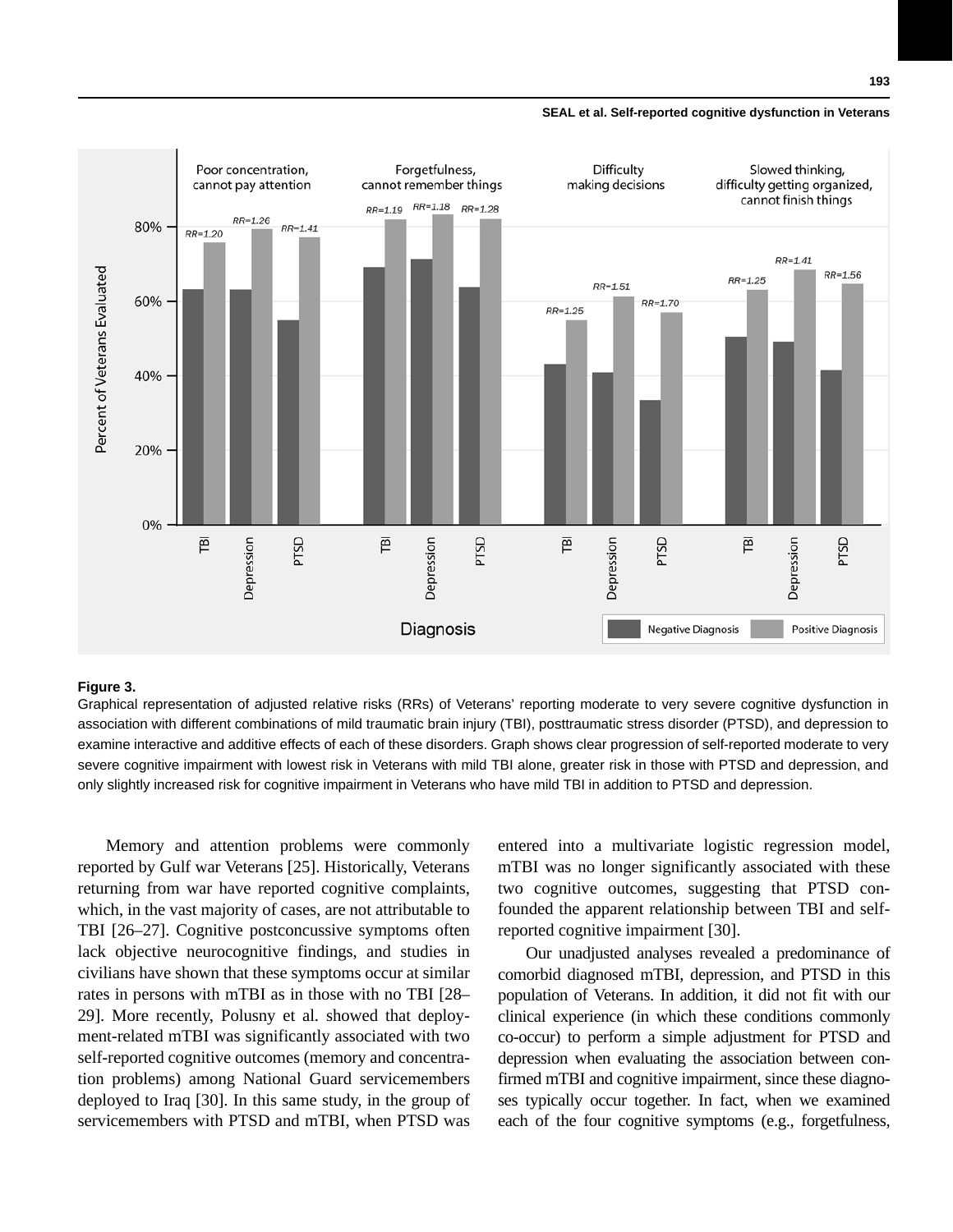**Figure 3.**

Graphical representation of adjusted relative risks (RRs) of Veterans' reporting moderate to very severe cognitive dysfunction in association with different combinations of mild traumatic brain injury (TBI), posttraumatic stress disorder (PTSD), and depression to examine interactive and additive effects of each of these disorders. Graph shows clear progression of self-reported moderate to very severe cognitive impairment with lowest risk in Veterans with mild TBI alone, greater risk in those with PTSD and depression, and only slightly increased risk for cognitive impairment in Veterans who have mild TBI in addition to PTSD and depression.

Memory and attention problems were commonly reported by Gulf war Veterans [25]. Historically, Veterans returning from war have reported cognitive complaints, which, in the vast majority of cases, are not attributable to TBI [26–27]. Cognitive postconcussive symptoms often lack objective neurocognitive findings, and studies in civilians have shown that these symptoms occur at similar rates in persons with mTBI as in those with no TBI [28–29]. More recently, Polusny et al. showed that deployment-related mTBI was significantly associated with two self-reported cognitive outcomes (memory and concentration problems) among National Guard servicemembers deployed to Iraq [30]. In this same study, in the group of servicemembers with PTSD and mTBI, when PTSD was entered into a multivariate logistic regression model, mTBI was no longer significantly associated with these two cognitive outcomes, suggesting that PTSD confounded the apparent relationship between TBI and self-reported cognitive impairment [30].

Our unadjusted analyses revealed a predominance of comorbid diagnosed mTBI, depression, and PTSD in this population of Veterans. In addition, it did not fit with our clinical experience (in which these conditions commonly co-occur) to perform a simple adjustment for PTSD and depression when evaluating the association between confirmed mTBI and cognitive impairment, since these diagnoses typically occur together. In fact, when we examined each of the four cognitive symptoms (e.g., forgetfulness,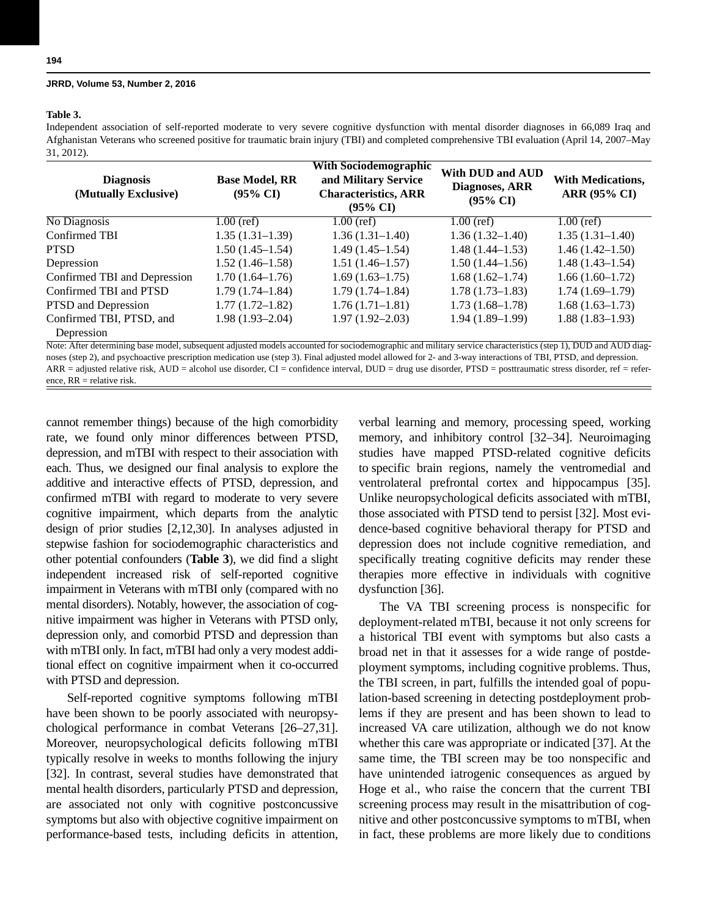**Table 3.**

Independent association of self-reported moderate to very severe cognitive dysfunction with mental disorder diagnoses in 66,089 Iraq and Afghanistan Veterans who screened positive for traumatic brain injury (TBI) and completed comprehensive TBI evaluation (April 14, 2007–May 31, 2012).

| Diagnosis (Mutually Exclusive) | Base Model, RR (95% CI) | With Sociodemographic and Military Service Characteristics, ARR (95% CI) | With DUD and AUD Diagnoses, ARR (95% CI) | With Medications, ARR (95% CI) |
|---|---|---|---|---|
| No Diagnosis | 1.00 (ref) | 1.00 (ref) | 1.00 (ref) | 1.00 (ref) |
| Confirmed TBI | 1.35 (1.31–1.39) | 1.36 (1.31–1.40) | 1.36 (1.32–1.40) | 1.35 (1.31–1.40) |
| PTSD | 1.50 (1.45–1.54) | 1.49 (1.45–1.54) | 1.48 (1.44–1.53) | 1.46 (1.42–1.50) |
| Depression | 1.52 (1.46–1.58) | 1.51 (1.46–1.57) | 1.50 (1.44–1.56) | 1.48 (1.43–1.54) |
| Confirmed TBI and Depression | 1.70 (1.64–1.76) | 1.69 (1.63–1.75) | 1.68 (1.62–1.74) | 1.66 (1.60–1.72) |
| Confirmed TBI and PTSD | 1.79 (1.74–1.84) | 1.79 (1.74–1.84) | 1.78 (1.73–1.83) | 1.74 (1.69–1.79) |
| PTSD and Depression | 1.77 (1.72–1.82) | 1.76 (1.71–1.81) | 1.73 (1.68–1.78) | 1.68 (1.63–1.73) |
| Confirmed TBI, PTSD, and Depression | 1.98 (1.93–2.04) | 1.97 (1.92–2.03) | 1.94 (1.89–1.99) | 1.88 (1.83–1.93) |

Note: After determining base model, subsequent adjusted models accounted for sociodemographic and military service characteristics (step 1), DUD and AUD diagnoses (step 2), and psychoactive prescription medication use (step 3). Final adjusted model allowed for 2- and 3-way interactions of TBI, PTSD, and depression.
ARR = adjusted relative risk, AUD = alcohol use disorder, CI = confidence interval, DUD = drug use disorder, PTSD = posttraumatic stress disorder, ref = reference, RR = relative risk.

cannot remember things) because of the high comorbidity rate, we found only minor differences between PTSD, depression, and mTBI with respect to their association with each. Thus, we designed our final analysis to explore the additive and interactive effects of PTSD, depression, and confirmed mTBI with regard to moderate to very severe cognitive impairment, which departs from the analytic design of prior studies [2,12,30]. In analyses adjusted in stepwise fashion for sociodemographic characteristics and other potential confounders (**Table 3**), we did find a slight independent increased risk of self-reported cognitive impairment in Veterans with mTBI only (compared with no mental disorders). Notably, however, the association of cognitive impairment was higher in Veterans with PTSD only, depression only, and comorbid PTSD and depression than with mTBI only. In fact, mTBI had only a very modest additional effect on cognitive impairment when it co-occurred with PTSD and depression.

Self-reported cognitive symptoms following mTBI have been shown to be poorly associated with neuropsychological performance in combat Veterans [26–27,31]. Moreover, neuropsychological deficits following mTBI typically resolve in weeks to months following the injury [32]. In contrast, several studies have demonstrated that mental health disorders, particularly PTSD and depression, are associated not only with cognitive postconcussive symptoms but also with objective cognitive impairment on performance-based tests, including deficits in attention, verbal learning and memory, processing speed, working memory, and inhibitory control [32–34]. Neuroimaging studies have mapped PTSD-related cognitive deficits to specific brain regions, namely the ventromedial and ventrolateral prefrontal cortex and hippocampus [35]. Unlike neuropsychological deficits associated with mTBI, those associated with PTSD tend to persist [32]. Most evidence-based cognitive behavioral therapy for PTSD and depression does not include cognitive remediation, and specifically treating cognitive deficits may render these therapies more effective in individuals with cognitive dysfunction [36].

The VA TBI screening process is nonspecific for deployment-related mTBI, because it not only screens for a historical TBI event with symptoms but also casts a broad net in that it assesses for a wide range of postdeployment symptoms, including cognitive problems. Thus, the TBI screen, in part, fulfills the intended goal of population-based screening in detecting postdeployment problems if they are present and has been shown to lead to increased VA care utilization, although we do not know whether this care was appropriate or indicated [37]. At the same time, the TBI screen may be too nonspecific and have unintended iatrogenic consequences as argued by Hoge et al., who raise the concern that the current TBI screening process may result in the misattribution of cognitive and other postconcussive symptoms to mTBI, when in fact, these problems are more likely due to conditions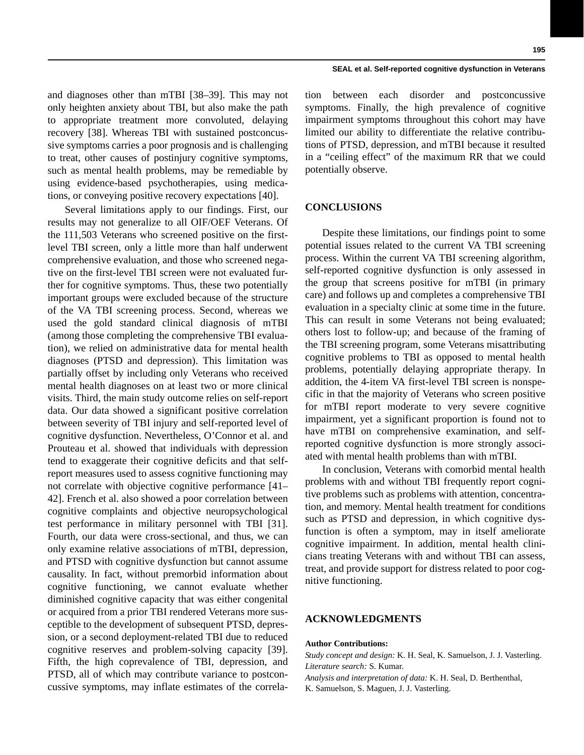and diagnoses other than mTBI [38–39]. This may not only heighten anxiety about TBI, but also make the path to appropriate treatment more convoluted, delaying recovery [38]. Whereas TBI with sustained postconcussive symptoms carries a poor prognosis and is challenging to treat, other causes of postinjury cognitive symptoms, such as mental health problems, may be remediable by using evidence-based psychotherapies, using medications, or conveying positive recovery expectations [40].

Several limitations apply to our findings. First, our results may not generalize to all OIF/OEF Veterans. Of the 111,503 Veterans who screened positive on the first-level TBI screen, only a little more than half underwent comprehensive evaluation, and those who screened negative on the first-level TBI screen were not evaluated further for cognitive symptoms. Thus, these two potentially important groups were excluded because of the structure of the VA TBI screening process. Second, whereas we used the gold standard clinical diagnosis of mTBI (among those completing the comprehensive TBI evaluation), we relied on administrative data for mental health diagnoses (PTSD and depression). This limitation was partially offset by including only Veterans who received mental health diagnoses on at least two or more clinical visits. Third, the main study outcome relies on self-report data. Our data showed a significant positive correlation between severity of TBI injury and self-reported level of cognitive dysfunction. Nevertheless, O'Connor et al. and Prouteau et al. showed that individuals with depression tend to exaggerate their cognitive deficits and that self-report measures used to assess cognitive functioning may not correlate with objective cognitive performance [41–42]. French et al. also showed a poor correlation between cognitive complaints and objective neuropsychological test performance in military personnel with TBI [31]. Fourth, our data were cross-sectional, and thus, we can only examine relative associations of mTBI, depression, and PTSD with cognitive dysfunction but cannot assume causality. In fact, without premorbid information about cognitive functioning, we cannot evaluate whether diminished cognitive capacity that was either congenital or acquired from a prior TBI rendered Veterans more susceptible to the development of subsequent PTSD, depression, or a second deployment-related TBI due to reduced cognitive reserves and problem-solving capacity [39]. Fifth, the high coprevalence of TBI, depression, and PTSD, all of which may contribute variance to postconcussive symptoms, may inflate estimates of the correlation between each disorder and postconcussive symptoms. Finally, the high prevalence of cognitive impairment symptoms throughout this cohort may have limited our ability to differentiate the relative contributions of PTSD, depression, and mTBI because it resulted in a "ceiling effect" of the maximum RR that we could potentially observe.

## CONCLUSIONS

Despite these limitations, our findings point to some potential issues related to the current VA TBI screening process. Within the current VA TBI screening algorithm, self-reported cognitive dysfunction is only assessed in the group that screens positive for mTBI (in primary care) and follows up and completes a comprehensive TBI evaluation in a specialty clinic at some time in the future. This can result in some Veterans not being evaluated; others lost to follow-up; and because of the framing of the TBI screening program, some Veterans misattributing cognitive problems to TBI as opposed to mental health problems, potentially delaying appropriate therapy. In addition, the 4-item VA first-level TBI screen is nonspecific in that the majority of Veterans who screen positive for mTBI report moderate to very severe cognitive impairment, yet a significant proportion is found not to have mTBI on comprehensive examination, and self-reported cognitive dysfunction is more strongly associated with mental health problems than with mTBI.

In conclusion, Veterans with comorbid mental health problems with and without TBI frequently report cognitive problems such as problems with attention, concentration, and memory. Mental health treatment for conditions such as PTSD and depression, in which cognitive dysfunction is often a symptom, may in itself ameliorate cognitive impairment. In addition, mental health clinicians treating Veterans with and without TBI can assess, treat, and provide support for distress related to poor cognitive functioning.

## ACKNOWLEDGMENTS

**Author Contributions:**

*Study concept and design:* K. H. Seal, K. Samuelson, J. J. Vasterling.
*Literature search:* S. Kumar.
*Analysis and interpretation of data:* K. H. Seal, D. Berthenthal, K. Samuelson, S. Maguen, J. J. Vasterling.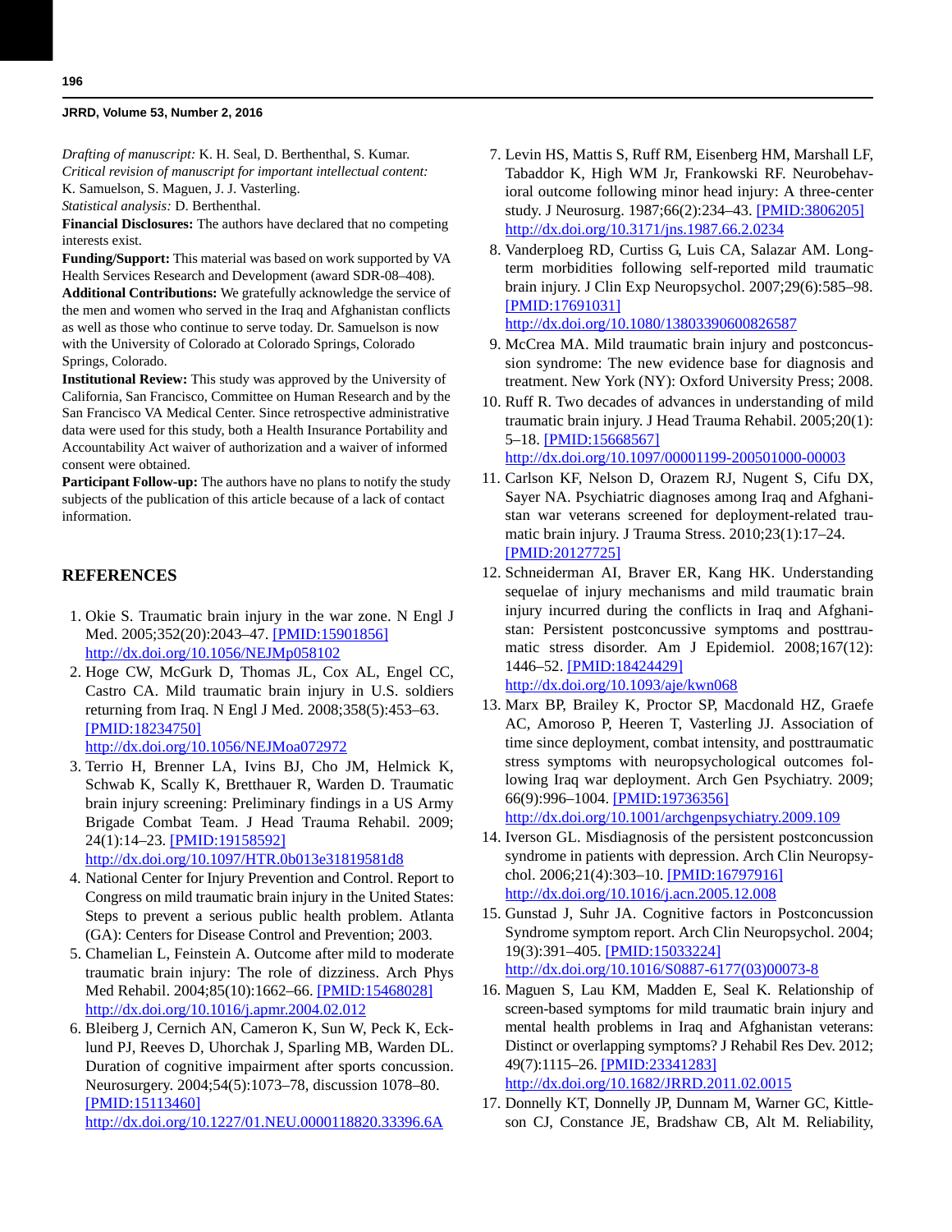*Drafting of manuscript:* K. H. Seal, D. Berthenthal, S. Kumar.
*Critical revision of manuscript for important intellectual content:* K. Samuelson, S. Maguen, J. J. Vasterling.
*Statistical analysis:* D. Berthenthal.
**Financial Disclosures:** The authors have declared that no competing interests exist.
**Funding/Support:** This material was based on work supported by VA Health Services Research and Development (award SDR-08–408).
**Additional Contributions:** We gratefully acknowledge the service of the men and women who served in the Iraq and Afghanistan conflicts as well as those who continue to serve today. Dr. Samuelson is now with the University of Colorado at Colorado Springs, Colorado Springs, Colorado.
**Institutional Review:** This study was approved by the University of California, San Francisco, Committee on Human Research and by the San Francisco VA Medical Center. Since retrospective administrative data were used for this study, both a Health Insurance Portability and Accountability Act waiver of authorization and a waiver of informed consent were obtained.
**Participant Follow-up:** The authors have no plans to notify the study subjects of the publication of this article because of a lack of contact information.

## REFERENCES

1. Okie S. Traumatic brain injury in the war zone. N Engl J Med. 2005;352(20):2043–47. [PMID:15901856] http://dx.doi.org/10.1056/NEJMp058102
2. Hoge CW, McGurk D, Thomas JL, Cox AL, Engel CC, Castro CA. Mild traumatic brain injury in U.S. soldiers returning from Iraq. N Engl J Med. 2008;358(5):453–63. [PMID:18234750] http://dx.doi.org/10.1056/NEJMoa072972
3. Terrio H, Brenner LA, Ivins BJ, Cho JM, Helmick K, Schwab K, Scally K, Bretthauer R, Warden D. Traumatic brain injury screening: Preliminary findings in a US Army Brigade Combat Team. J Head Trauma Rehabil. 2009; 24(1):14–23. [PMID:19158592] http://dx.doi.org/10.1097/HTR.0b013e31819581d8
4. National Center for Injury Prevention and Control. Report to Congress on mild traumatic brain injury in the United States: Steps to prevent a serious public health problem. Atlanta (GA): Centers for Disease Control and Prevention; 2003.
5. Chamelian L, Feinstein A. Outcome after mild to moderate traumatic brain injury: The role of dizziness. Arch Phys Med Rehabil. 2004;85(10):1662–66. [PMID:15468028] http://dx.doi.org/10.1016/j.apmr.2004.02.012
6. Bleiberg J, Cernich AN, Cameron K, Sun W, Peck K, Ecklund PJ, Reeves D, Uhorchak J, Sparling MB, Warden DL. Duration of cognitive impairment after sports concussion. Neurosurgery. 2004;54(5):1073–78, discussion 1078–80. [PMID:15113460] http://dx.doi.org/10.1227/01.NEU.0000118820.33396.6A
7. Levin HS, Mattis S, Ruff RM, Eisenberg HM, Marshall LF, Tabaddor K, High WM Jr, Frankowski RF. Neurobehavioral outcome following minor head injury: A three-center study. J Neurosurg. 1987;66(2):234–43. [PMID:3806205] http://dx.doi.org/10.3171/jns.1987.66.2.0234
8. Vanderploeg RD, Curtiss G, Luis CA, Salazar AM. Long-term morbidities following self-reported mild traumatic brain injury. J Clin Exp Neuropsychol. 2007;29(6):585–98. [PMID:17691031] http://dx.doi.org/10.1080/13803390600826587
9. McCrea MA. Mild traumatic brain injury and postconcussion syndrome: The new evidence base for diagnosis and treatment. New York (NY): Oxford University Press; 2008.
10. Ruff R. Two decades of advances in understanding of mild traumatic brain injury. J Head Trauma Rehabil. 2005;20(1): 5–18. [PMID:15668567] http://dx.doi.org/10.1097/00001199-200501000-00003
11. Carlson KF, Nelson D, Orazem RJ, Nugent S, Cifu DX, Sayer NA. Psychiatric diagnoses among Iraq and Afghanistan war veterans screened for deployment-related traumatic brain injury. J Trauma Stress. 2010;23(1):17–24. [PMID:20127725]
12. Schneiderman AI, Braver ER, Kang HK. Understanding sequelae of injury mechanisms and mild traumatic brain injury incurred during the conflicts in Iraq and Afghanistan: Persistent postconcussive symptoms and posttraumatic stress disorder. Am J Epidemiol. 2008;167(12): 1446–52. [PMID:18424429] http://dx.doi.org/10.1093/aje/kwn068
13. Marx BP, Brailey K, Proctor SP, Macdonald HZ, Graefe AC, Amoroso P, Heeren T, Vasterling JJ. Association of time since deployment, combat intensity, and posttraumatic stress symptoms with neuropsychological outcomes following Iraq war deployment. Arch Gen Psychiatry. 2009; 66(9):996–1004. [PMID:19736356] http://dx.doi.org/10.1001/archgenpsychiatry.2009.109
14. Iverson GL. Misdiagnosis of the persistent postconcussion syndrome in patients with depression. Arch Clin Neuropsychol. 2006;21(4):303–10. [PMID:16797916] http://dx.doi.org/10.1016/j.acn.2005.12.008
15. Gunstad J, Suhr JA. Cognitive factors in Postconcussion Syndrome symptom report. Arch Clin Neuropsychol. 2004; 19(3):391–405. [PMID:15033224] http://dx.doi.org/10.1016/S0887-6177(03)00073-8
16. Maguen S, Lau KM, Madden E, Seal K. Relationship of screen-based symptoms for mild traumatic brain injury and mental health problems in Iraq and Afghanistan veterans: Distinct or overlapping symptoms? J Rehabil Res Dev. 2012; 49(7):1115–26. [PMID:23341283] http://dx.doi.org/10.1682/JRRD.2011.02.0015
17. Donnelly KT, Donnelly JP, Dunnam M, Warner GC, Kittleson CJ, Constance JE, Bradshaw CB, Alt M. Reliability,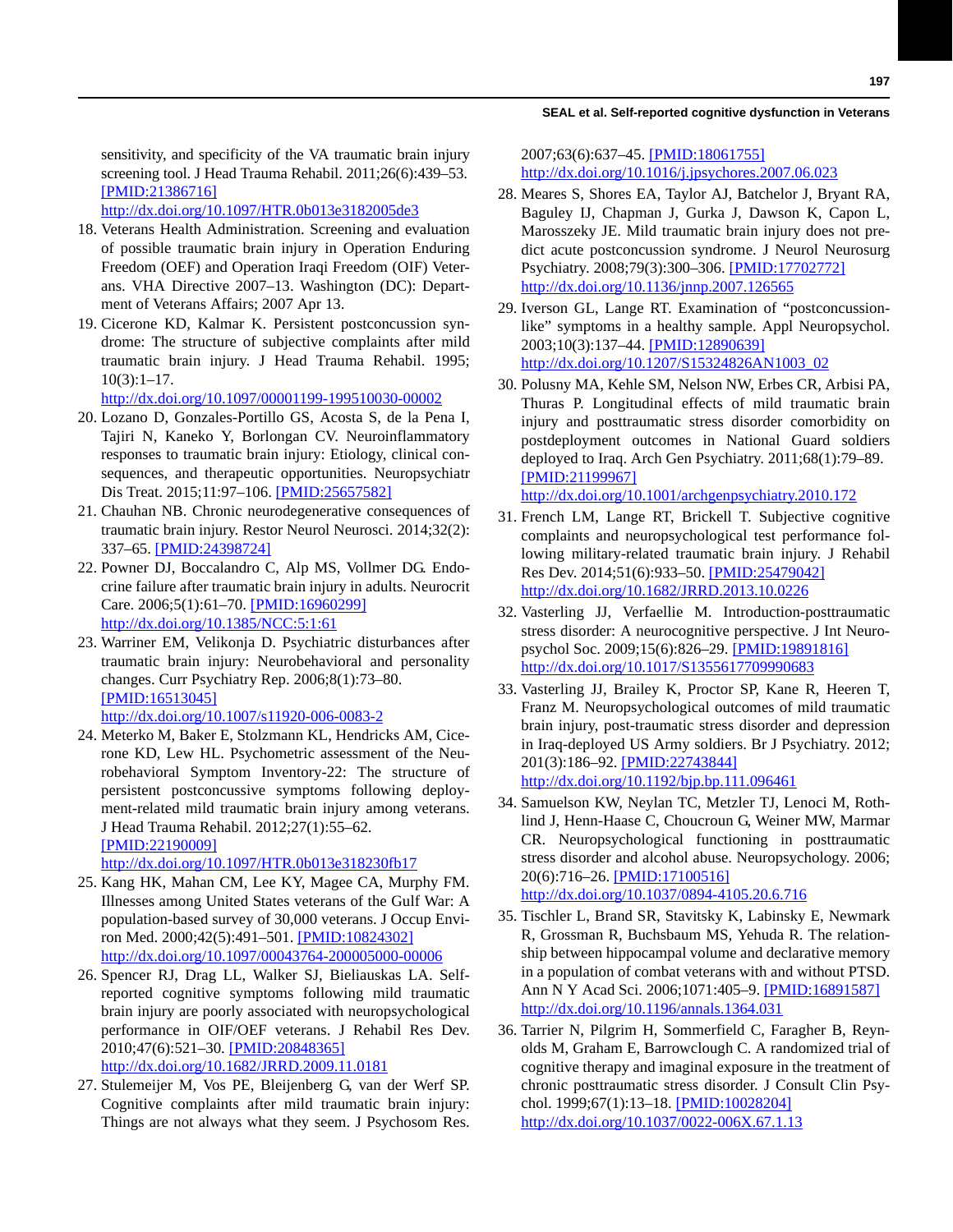sensitivity, and specificity of the VA traumatic brain injury screening tool. J Head Trauma Rehabil. 2011;26(6):439–53. [PMID:21386716] http://dx.doi.org/10.1097/HTR.0b013e3182005de3

18. Veterans Health Administration. Screening and evaluation of possible traumatic brain injury in Operation Enduring Freedom (OEF) and Operation Iraqi Freedom (OIF) Veterans. VHA Directive 2007–13. Washington (DC): Department of Veterans Affairs; 2007 Apr 13.
19. Cicerone KD, Kalmar K. Persistent postconcussion syndrome: The structure of subjective complaints after mild traumatic brain injury. J Head Trauma Rehabil. 1995; 10(3):1–17. http://dx.doi.org/10.1097/00001199-199510030-00002
20. Lozano D, Gonzales-Portillo GS, Acosta S, de la Pena I, Tajiri N, Kaneko Y, Borlongan CV. Neuroinflammatory responses to traumatic brain injury: Etiology, clinical consequences, and therapeutic opportunities. Neuropsychiatr Dis Treat. 2015;11:97–106. [PMID:25657582]
21. Chauhan NB. Chronic neurodegenerative consequences of traumatic brain injury. Restor Neurol Neurosci. 2014;32(2): 337–65. [PMID:24398724]
22. Powner DJ, Boccalandro C, Alp MS, Vollmer DG. Endocrine failure after traumatic brain injury in adults. Neurocrit Care. 2006;5(1):61–70. [PMID:16960299] http://dx.doi.org/10.1385/NCC:5:1:61
23. Warriner EM, Velikonja D. Psychiatric disturbances after traumatic brain injury: Neurobehavioral and personality changes. Curr Psychiatry Rep. 2006;8(1):73–80. [PMID:16513045] http://dx.doi.org/10.1007/s11920-006-0083-2
24. Meterko M, Baker E, Stolzmann KL, Hendricks AM, Cicerone KD, Lew HL. Psychometric assessment of the Neurobehavioral Symptom Inventory-22: The structure of persistent postconcussive symptoms following deployment-related mild traumatic brain injury among veterans. J Head Trauma Rehabil. 2012;27(1):55–62. [PMID:22190009] http://dx.doi.org/10.1097/HTR.0b013e318230fb17
25. Kang HK, Mahan CM, Lee KY, Magee CA, Murphy FM. Illnesses among United States veterans of the Gulf War: A population-based survey of 30,000 veterans. J Occup Environ Med. 2000;42(5):491–501. [PMID:10824302] http://dx.doi.org/10.1097/00043764-200005000-00006
26. Spencer RJ, Drag LL, Walker SJ, Bieliauskas LA. Self-reported cognitive symptoms following mild traumatic brain injury are poorly associated with neuropsychological performance in OIF/OEF veterans. J Rehabil Res Dev. 2010;47(6):521–30. [PMID:20848365] http://dx.doi.org/10.1682/JRRD.2009.11.0181
27. Stulemeijer M, Vos PE, Bleijenberg G, van der Werf SP. Cognitive complaints after mild traumatic brain injury: Things are not always what they seem. J Psychosom Res. 2007;63(6):637–45. [PMID:18061755] http://dx.doi.org/10.1016/j.jpsychores.2007.06.023
28. Meares S, Shores EA, Taylor AJ, Batchelor J, Bryant RA, Baguley IJ, Chapman J, Gurka J, Dawson K, Capon L, Marosszeky JE. Mild traumatic brain injury does not predict acute postconcussion syndrome. J Neurol Neurosurg Psychiatry. 2008;79(3):300–306. [PMID:17702772] http://dx.doi.org/10.1136/jnnp.2007.126565
29. Iverson GL, Lange RT. Examination of "postconcussion-like" symptoms in a healthy sample. Appl Neuropsychol. 2003;10(3):137–44. [PMID:12890639] http://dx.doi.org/10.1207/S15324826AN1003_02
30. Polusny MA, Kehle SM, Nelson NW, Erbes CR, Arbisi PA, Thuras P. Longitudinal effects of mild traumatic brain injury and posttraumatic stress disorder comorbidity on postdeployment outcomes in National Guard soldiers deployed to Iraq. Arch Gen Psychiatry. 2011;68(1):79–89. [PMID:21199967] http://dx.doi.org/10.1001/archgenpsychiatry.2010.172
31. French LM, Lange RT, Brickell T. Subjective cognitive complaints and neuropsychological test performance following military-related traumatic brain injury. J Rehabil Res Dev. 2014;51(6):933–50. [PMID:25479042] http://dx.doi.org/10.1682/JRRD.2013.10.0226
32. Vasterling JJ, Verfaellie M. Introduction-posttraumatic stress disorder: A neurocognitive perspective. J Int Neuropsychol Soc. 2009;15(6):826–29. [PMID:19891816] http://dx.doi.org/10.1017/S1355617709990683
33. Vasterling JJ, Brailey K, Proctor SP, Kane R, Heeren T, Franz M. Neuropsychological outcomes of mild traumatic brain injury, post-traumatic stress disorder and depression in Iraq-deployed US Army soldiers. Br J Psychiatry. 2012; 201(3):186–92. [PMID:22743844] http://dx.doi.org/10.1192/bjp.bp.111.096461
34. Samuelson KW, Neylan TC, Metzler TJ, Lenoci M, Rothlind J, Henn-Haase C, Choucroun G, Weiner MW, Marmar CR. Neuropsychological functioning in posttraumatic stress disorder and alcohol abuse. Neuropsychology. 2006; 20(6):716–26. [PMID:17100516] http://dx.doi.org/10.1037/0894-4105.20.6.716
35. Tischler L, Brand SR, Stavitsky K, Labinsky E, Newmark R, Grossman R, Buchsbaum MS, Yehuda R. The relationship between hippocampal volume and declarative memory in a population of combat veterans with and without PTSD. Ann N Y Acad Sci. 2006;1071:405–9. [PMID:16891587] http://dx.doi.org/10.1196/annals.1364.031
36. Tarrier N, Pilgrim H, Sommerfield C, Faragher B, Reynolds M, Graham E, Barrowclough C. A randomized trial of cognitive therapy and imaginal exposure in the treatment of chronic posttraumatic stress disorder. J Consult Clin Psychol. 1999;67(1):13–18. [PMID:10028204] http://dx.doi.org/10.1037/0022-006X.67.1.13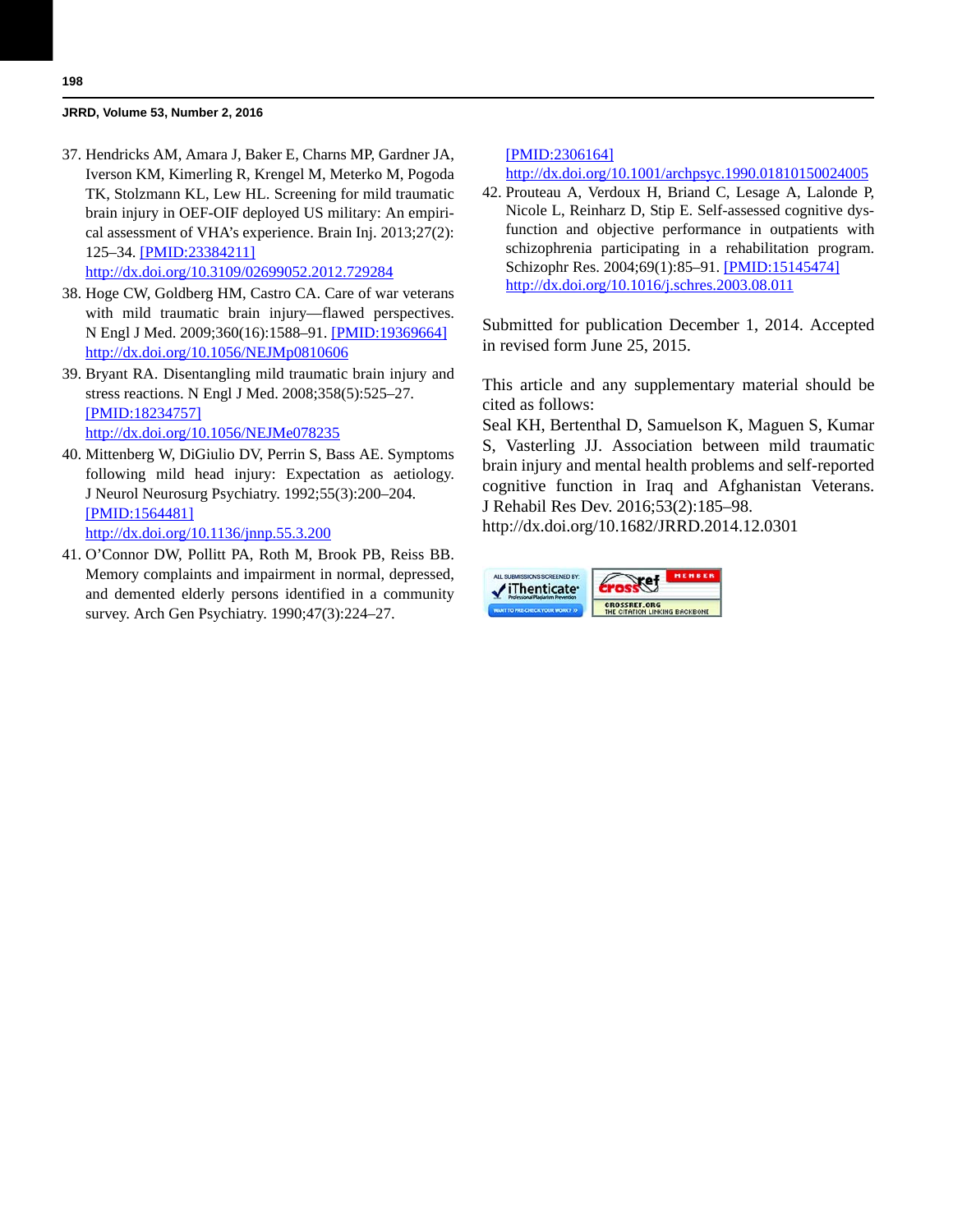37. Hendricks AM, Amara J, Baker E, Charns MP, Gardner JA, Iverson KM, Kimerling R, Krengel M, Meterko M, Pogoda TK, Stolzmann KL, Lew HL. Screening for mild traumatic brain injury in OEF-OIF deployed US military: An empirical assessment of VHA's experience. Brain Inj. 2013;27(2): 125–34. [PMID:23384211] http://dx.doi.org/10.3109/02699052.2012.729284
38. Hoge CW, Goldberg HM, Castro CA. Care of war veterans with mild traumatic brain injury—flawed perspectives. N Engl J Med. 2009;360(16):1588–91. [PMID:19369664] http://dx.doi.org/10.1056/NEJMp0810606
39. Bryant RA. Disentangling mild traumatic brain injury and stress reactions. N Engl J Med. 2008;358(5):525–27. [PMID:18234757] http://dx.doi.org/10.1056/NEJMe078235
40. Mittenberg W, DiGiulio DV, Perrin S, Bass AE. Symptoms following mild head injury: Expectation as aetiology. J Neurol Neurosurg Psychiatry. 1992;55(3):200–204. [PMID:1564481] http://dx.doi.org/10.1136/jnnp.55.3.200
41. O'Connor DW, Pollitt PA, Roth M, Brook PB, Reiss BB. Memory complaints and impairment in normal, depressed, and demented elderly persons identified in a community survey. Arch Gen Psychiatry. 1990;47(3):224–27. [PMID:2306164] http://dx.doi.org/10.1001/archpsyc.1990.01810150024005
42. Prouteau A, Verdoux H, Briand C, Lesage A, Lalonde P, Nicole L, Reinharz D, Stip E. Self-assessed cognitive dysfunction and objective performance in outpatients with schizophrenia participating in a rehabilitation program. Schizophr Res. 2004;69(1):85–91. [PMID:15145474] http://dx.doi.org/10.1016/j.schres.2003.08.011

Submitted for publication December 1, 2014. Accepted in revised form June 25, 2015.

This article and any supplementary material should be cited as follows:
Seal KH, Bertenthal D, Samuelson K, Maguen S, Kumar S, Vasterling JJ. Association between mild traumatic brain injury and mental health problems and self-reported cognitive function in Iraq and Afghanistan Veterans. J Rehabil Res Dev. 2016;53(2):185–98. http://dx.doi.org/10.1682/JRRD.2014.12.0301